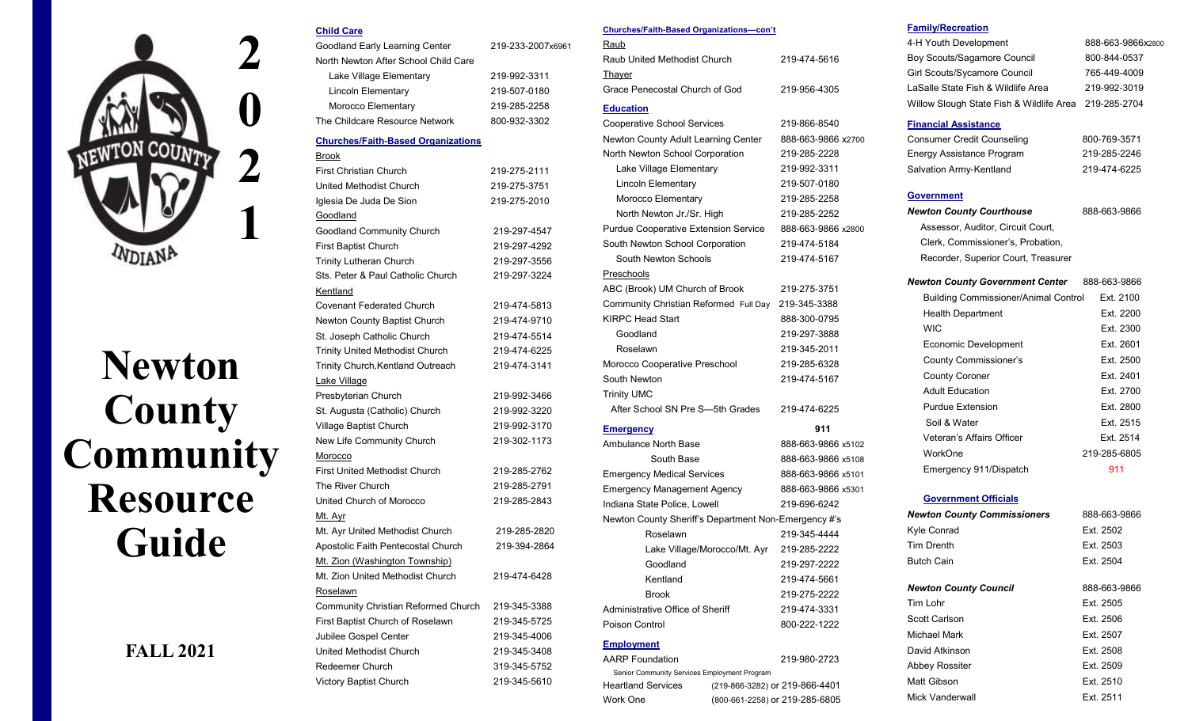# 2021

# Newton County Community Resource Guide

**FALL 2021**

## Child Care

| | |
|---|---|
| Goodland Early Learning Center | 219-233-2007x6961 |
| North Newton After School Child Care | |
| Lake Village Elementary | 219-992-3311 |
| Lincoln Elementary | 219-507-0180 |
| Morocco Elementary | 219-285-2258 |
| The Childcare Resource Network | 800-932-3302 |

## Churches/Faith-Based Organizations

| | |
|---|---|
| **Brook** | |
| First Christian Church | 219-275-2111 |
| United Methodist Church | 219-275-3751 |
| Iglesia De Juda De Sion | 219-275-2010 |
| **Goodland** | |
| Goodland Community Church | 219-297-4547 |
| First Baptist Church | 219-297-4292 |
| Trinity Lutheran Church | 219-297-3556 |
| Sts. Peter & Paul Catholic Church | 219-297-3224 |
| **Kentland** | |
| Covenant Federated Church | 219-474-5813 |
| Newton County Baptist Church | 219-474-9710 |
| St. Joseph Catholic Church | 219-474-5514 |
| Trinity United Methodist Church | 219-474-6225 |
| Trinity Church,Kentland Outreach | 219-474-3141 |
| **Lake Village** | |
| Presbyterian Church | 219-992-3466 |
| St. Augusta (Catholic) Church | 219-992-3220 |
| Village Baptist Church | 219-992-3170 |
| New Life Community Church | 219-302-1173 |
| **Morocco** | |
| First United Methodist Church | 219-285-2762 |
| The River Church | 219-285-2791 |
| United Church of Morocco | 219-285-2843 |
| **Mt. Ayr** | |
| Mt. Ayr United Methodist Church | 219-285-2820 |
| Apostolic Faith Pentecostal Church | 219-394-2864 |
| **Mt. Zion (Washington Township)** | |
| Mt. Zion United Methodist Church | 219-474-6428 |
| **Roselawn** | |
| Community Christian Reformed Church | 219-345-3388 |
| First Baptist Church of Roselawn | 219-345-5725 |
| Jubilee Gospel Center | 219-345-4006 |
| United Methodist Church | 219-345-3408 |
| Redeemer Church | 319-345-5752 |
| Victory Baptist Church | 219-345-5610 |

## Churches/Faith-Based Organizations—con't

| | |
|---|---|
| **Raub** | |
| Raub United Methodist Church | 219-474-5616 |
| **Thayer** | |
| Grace Penecostal Church of God | 219-956-4305 |

## Education

| | |
|---|---|
| Cooperative School Services | 219-866-8540 |
| Newton County Adult Learning Center | 888-663-9866 x2700 |
| North Newton School Corporation | 219-285-2228 |
| Lake Village Elementary | 219-992-3311 |
| Lincoln Elementary | 219-507-0180 |
| Morocco Elementary | 219-285-2258 |
| North Newton Jr./Sr. High | 219-285-2252 |
| Purdue Cooperative Extension Service | 888-663-9866 x2800 |
| South Newton School Corporation | 219-474-5184 |
| South Newton Schools | 219-474-5167 |
| **Preschools** | |
| ABC (Brook) UM Church of Brook | 219-275-3751 |
| Community Christian Reformed Full Day | 219-345-3388 |
| KIRPC Head Start | 888-300-0795 |
| Goodland | 219-297-3888 |
| Roselawn | 219-345-2011 |
| Morocco Cooperative Preschool | 219-285-6328 |
| South Newton | 219-474-5167 |
| Trinity UMC | |
| After School SN Pre S—5th Grades | 219-474-6225 |

## Emergency — 911

| | |
|---|---|
| Ambulance North Base | 888-663-9866 x5102 |
| South Base | 888-663-9866 x5108 |
| Emergency Medical Services | 888-663-9866 x5101 |
| Emergency Management Agency | 888-663-9866 x5301 |
| Indiana State Police, Lowell | 219-696-6242 |
| Newton County Sheriff's Department Non-Emergency #'s | |
| Roselawn | 219-345-4444 |
| Lake Village/Morocco/Mt. Ayr | 219-285-2222 |
| Goodland | 219-297-2222 |
| Kentland | 219-474-5661 |
| Brook | 219-275-2222 |
| Administrative Office of Sheriff | 219-474-3331 |
| Poison Control | 800-222-1222 |

## Employment

| | |
|---|---|
| AARP Foundation | 219-980-2723 |
| Senior Community Services Employment Program | |
| Heartland Services | (219-866-3282) or 219-866-4401 |
| Work One | (800-661-2258) or 219-285-6805 |

## Family/Recreation

| | |
|---|---|
| 4-H Youth Development | 888-663-9866x2800 |
| Boy Scouts/Sagamore Council | 800-844-0537 |
| Girl Scouts/Sycamore Council | 765-449-4009 |
| LaSalle State Fish & Wildlife Area | 219-992-3019 |
| Willow Slough State Fish & Wildlife Area | 219-285-2704 |

## Financial Assistance

| | |
|---|---|
| Consumer Credit Counseling | 800-769-3571 |
| Energy Assistance Program | 219-285-2246 |
| Salvation Army-Kentland | 219-474-6225 |

## Government

| | |
|---|---|
| ***Newton County Courthouse*** | 888-663-9866 |
| Assessor, Auditor, Circuit Court, Clerk, Commissioner's, Probation, Recorder, Superior Court, Treasurer | |
| ***Newton County Government Center*** | 888-663-9866 |
| Building Commissioner/Animal Control | Ext. 2100 |
| Health Department | Ext. 2200 |
| WIC | Ext. 2300 |
| Economic Development | Ext. 2601 |
| County Commissioner's | Ext. 2500 |
| County Coroner | Ext. 2401 |
| Adult Education | Ext. 2700 |
| Purdue Extension | Ext. 2800 |
| Soil & Water | Ext. 2515 |
| Veteran's Affairs Officer | Ext. 2514 |
| WorkOne | 219-285-6805 |
| Emergency 911/Dispatch | 911 |

## Government Officials

| | |
|---|---|
| ***Newton County Commissioners*** | 888-663-9866 |
| Kyle Conrad | Ext. 2502 |
| Tim Drenth | Ext. 2503 |
| Butch Cain | Ext. 2504 |
| ***Newton County Council*** | 888-663-9866 |
| Tim Lohr | Ext. 2505 |
| Scott Carlson | Ext. 2506 |
| Michael Mark | Ext. 2507 |
| David Atkinson | Ext. 2508 |
| Abbey Rossiter | Ext. 2509 |
| Matt Gibson | Ext. 2510 |
| Mick Vanderwall | Ext. 2511 |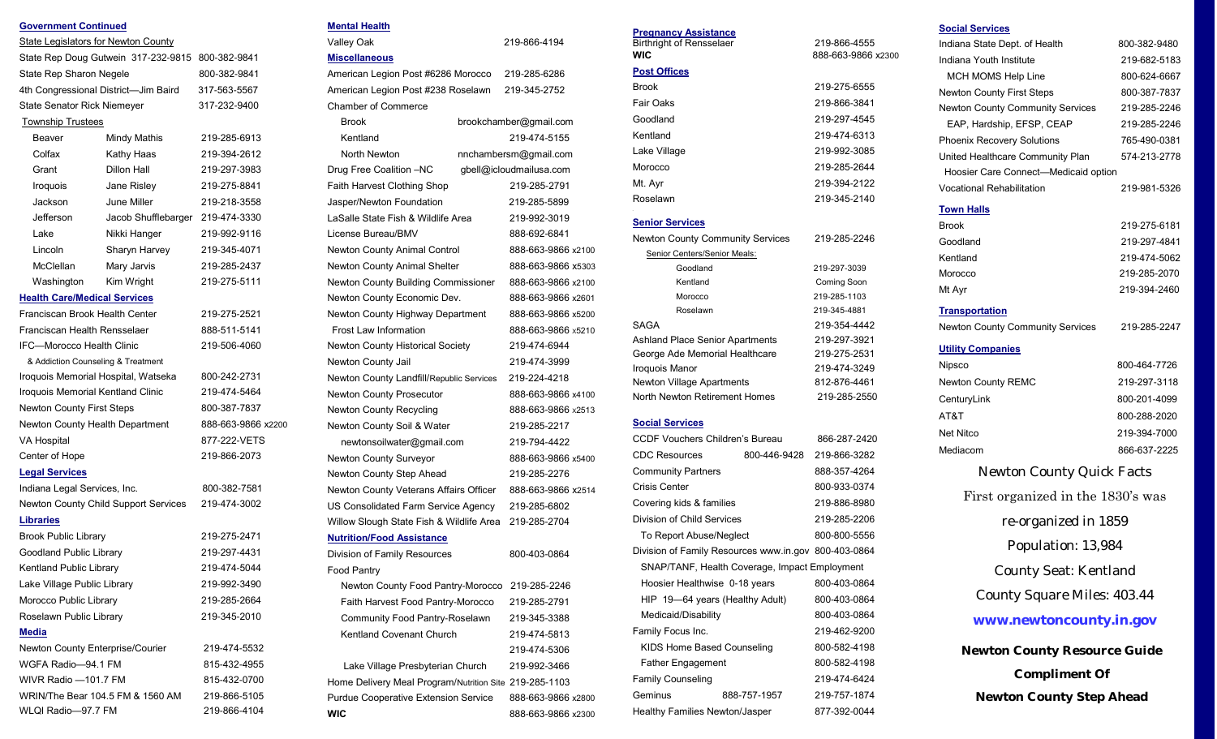## Government Continued

State Legislators for Newton County

| | |
|---|---|
| State Rep Doug Gutwein 317-232-9815 | 800-382-9841 |
| State Rep Sharon Negele | 800-382-9841 |
| 4th Congressional District—Jim Baird | 317-563-5567 |
| State Senator Rick Niemeyer | 317-232-9400 |

Township Trustees

| | | |
|---|---|---|
| Beaver | Mindy Mathis | 219-285-6913 |
| Colfax | Kathy Haas | 219-394-2612 |
| Grant | Dillon Hall | 219-297-3983 |
| Iroquois | Jane Risley | 219-275-8841 |
| Jackson | June Miller | 219-218-3558 |
| Jefferson | Jacob Shufflebarger | 219-474-3330 |
| Lake | Nikki Hanger | 219-992-9116 |
| Lincoln | Sharyn Harvey | 219-345-4071 |
| McClellan | Mary Jarvis | 219-285-2437 |
| Washington | Kim Wright | 219-275-5111 |

## Health Care/Medical Services

| | |
|---|---|
| Franciscan Brook Health Center | 219-275-2521 |
| Franciscan Health Rensselaer | 888-511-5141 |
| IFC—Morocco Health Clinic | 219-506-4060 |
| & Addiction Counseling & Treatment | |
| Iroquois Memorial Hospital, Watseka | 800-242-2731 |
| Iroquois Memorial Kentland Clinic | 219-474-5464 |
| Newton County First Steps | 800-387-7837 |
| Newton County Health Department | 888-663-9866 x2200 |
| VA Hospital | 877-222-VETS |
| Center of Hope | 219-866-2073 |

## Legal Services

| | |
|---|---|
| Indiana Legal Services, Inc. | 800-382-7581 |
| Newton County Child Support Services | 219-474-3002 |

## Libraries

| | |
|---|---|
| Brook Public Library | 219-275-2471 |
| Goodland Public Library | 219-297-4431 |
| Kentland Public Library | 219-474-5044 |
| Lake Village Public Library | 219-992-3490 |
| Morocco Public Library | 219-285-2664 |
| Roselawn Public Library | 219-345-2010 |

## Media

| | |
|---|---|
| Newton County Enterprise/Courier | 219-474-5532 |
| WGFA Radio—94.1 FM | 815-432-4955 |
| WIVR Radio —101.7 FM | 815-432-0700 |
| WRIN/The Bear 104.5 FM & 1560 AM | 219-866-5105 |
| WLQI Radio—97.7 FM | 219-866-4104 |

## Mental Health

| | |
|---|---|
| Valley Oak | 219-866-4194 |

## Miscellaneous

| | |
|---|---|
| American Legion Post #6286 Morocco | 219-285-6286 |
| American Legion Post #238 Roselawn | 219-345-2752 |
| Chamber of Commerce | |
| Brook | brookchamber@gmail.com |
| Kentland | 219-474-5155 |
| North Newton | nnchambersm@gmail.com |
| Drug Free Coalition –NC | gbell@icloudmailusa.com |
| Faith Harvest Clothing Shop | 219-285-2791 |
| Jasper/Newton Foundation | 219-285-5899 |
| LaSalle State Fish & Wildlife Area | 219-992-3019 |
| License Bureau/BMV | 888-692-6841 |
| Newton County Animal Control | 888-663-9866 x2100 |
| Newton County Animal Shelter | 888-663-9866 x5303 |
| Newton County Building Commissioner | 888-663-9866 x2100 |
| Newton County Economic Dev. | 888-663-9866 x2601 |
| Newton County Highway Department | 888-663-9866 x5200 |
| Frost Law Information | 888-663-9866 x5210 |
| Newton County Historical Society | 219-474-6944 |
| Newton County Jail | 219-474-3999 |
| Newton County Landfill/Republic Services | 219-224-4218 |
| Newton County Prosecutor | 888-663-9866 x4100 |
| Newton County Recycling | 888-663-9866 x2513 |
| Newton County Soil & Water | 219-285-2217 |
| newtonsoilwater@gmail.com | 219-794-4422 |
| Newton County Surveyor | 888-663-9866 x5400 |
| Newton County Step Ahead | 219-285-2276 |
| Newton County Veterans Affairs Officer | 888-663-9866 x2514 |
| US Consolidated Farm Service Agency | 219-285-6802 |
| Willow Slough State Fish & Wildlife Area | 219-285-2704 |

## Nutrition/Food Assistance

| | |
|---|---|
| Division of Family Resources | 800-403-0864 |
| Food Pantry | |
| Newton County Food Pantry-Morocco | 219-285-2246 |
| Faith Harvest Food Pantry-Morocco | 219-285-2791 |
| Community Food Pantry-Roselawn | 219-345-3388 |
| Kentland Covenant Church | 219-474-5813 |
| | 219-474-5306 |
| Lake Village Presbyterian Church | 219-992-3466 |
| Home Delivery Meal Program/Nutrition Site | 219-285-1103 |
| Purdue Cooperative Extension Service | 888-663-9866 x2800 |
| **WIC** | 888-663-9866 x2300 |

## Pregnancy Assistance

| | |
|---|---|
| Birthright of Rensselaer | 219-866-4555 |
| **WIC** | 888-663-9866 x2300 |

## Post Offices

| | |
|---|---|
| Brook | 219-275-6555 |
| Fair Oaks | 219-866-3841 |
| Goodland | 219-297-4545 |
| Kentland | 219-474-6313 |
| Lake Village | 219-992-3085 |
| Morocco | 219-285-2644 |
| Mt. Ayr | 219-394-2122 |
| Roselawn | 219-345-2140 |

## Senior Services

| | |
|---|---|
| Newton County Community Services | 219-285-2246 |
| Senior Centers/Senior Meals: | |
| Goodland | 219-297-3039 |
| Kentland | Coming Soon |
| Morocco | 219-285-1103 |
| Roselawn | 219-345-4881 |
| SAGA | 219-354-4442 |
| Ashland Place Senior Apartments | 219-297-3921 |
| George Ade Memorial Healthcare | 219-275-2531 |
| Iroquois Manor | 219-474-3249 |
| Newton Village Apartments | 812-876-4461 |
| North Newton Retirement Homes | 219-285-2550 |

## Social Services

| | | |
|---|---|---|
| CCDF Vouchers Children's Bureau | | 866-287-2420 |
| CDC Resources | 800-446-9428 | 219-866-3282 |
| Community Partners | | 888-357-4264 |
| Crisis Center | | 800-933-0374 |
| Covering kids & families | | 219-886-8980 |
| Division of Child Services | | 219-285-2206 |
| To Report Abuse/Neglect | | 800-800-5556 |
| Division of Family Resources www.in.gov | | 800-403-0864 |
| SNAP/TANF, Health Coverage, Impact Employment | | |
| Hoosier Healthwise 0-18 years | | 800-403-0864 |
| HIP 19—64 years (Healthy Adult) | | 800-403-0864 |
| Medicaid/Disability | | 800-403-0864 |
| Family Focus Inc. | | 219-462-9200 |
| KIDS Home Based Counseling | | 800-582-4198 |
| Father Engagement | | 800-582-4198 |
| Family Counseling | | 219-474-6424 |
| Geminus | 888-757-1957 | 219-757-1874 |
| Healthy Families Newton/Jasper | | 877-392-0044 |

## Social Services

| | |
|---|---|
| Indiana State Dept. of Health | 800-382-9480 |
| Indiana Youth Institute | 219-682-5183 |
| MCH MOMS Help Line | 800-624-6667 |
| Newton County First Steps | 800-387-7837 |
| Newton County Community Services | 219-285-2246 |
| EAP, Hardship, EFSP, CEAP | 219-285-2246 |
| Phoenix Recovery Solutions | 765-490-0381 |
| United Healthcare Community Plan | 574-213-2778 |
| Hoosier Care Connect—Medicaid option | |
| Vocational Rehabilitation | 219-981-5326 |

## Town Halls

| | |
|---|---|
| Brook | 219-275-6181 |
| Goodland | 219-297-4841 |
| Kentland | 219-474-5062 |
| Morocco | 219-285-2070 |
| Mt Ayr | 219-394-2460 |

## Transportation

| | |
|---|---|
| Newton County Community Services | 219-285-2247 |

## Utility Companies

| | |
|---|---|
| Nipsco | 800-464-7726 |
| Newton County REMC | 219-297-3118 |
| CenturyLink | 800-201-4099 |
| AT&T | 800-288-2020 |
| Net Nitco | 219-394-7000 |
| Mediacom | 866-637-2225 |

## Newton County Quick Facts

First organized in the 1830's was

re-organized in 1859

Population: 13,984

County Seat: Kentland

County Square Miles: 403.44

**www.newtoncounty.in.gov**

**Newton County Resource Guide**

**Compliment Of**

**Newton County Step Ahead**